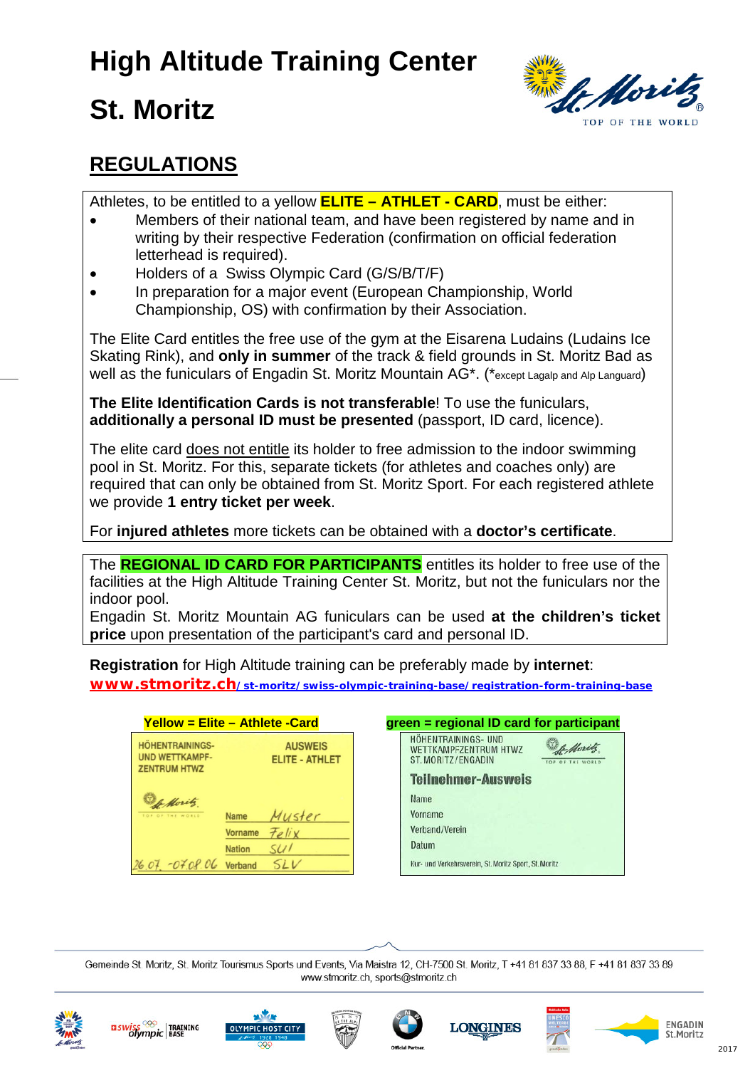# High Altitude Training Center

# St. Moritz

## REGULATIONS

Athletes, to be entitled to a yellow **ELITE – ATHLET - CARD**, must be either:

- Members of their national team, and have been registered by name and in writing by their respective Federation (confirmation on official federation letterhead is required).
- Holders of a Swiss Olympic Card (G/S/B/T/F)
- In preparation for a major event (European Championship, World Championship, OS) with confirmation by their Association.

The Elite Card entitles the free use of the gym at the Eisarena Ludains (Ludains Ice Skating Rink), and **only in summer** of the track & field grounds in St. Moritz Bad as well as the funiculars of Engadin St. Moritz Mountain AG*. (*except Lagalp and Alp Languard)

**The Elite Identification Cards is not transferable**! To use the funiculars, **additionally a personal ID must be presented** (passport, ID card, licence).

The elite card does not entitle its holder to free admission to the indoor swimming pool in St. Moritz. For this, separate tickets (for athletes and coaches only) are required that can only be obtained from St. Moritz Sport. For each registered athlete we provide **1 entry ticket per week**.

For **injured athletes** more tickets can be obtained with a **doctor's certificate**.

The **REGIONAL ID CARD FOR PARTICIPANTS** entitles its holder to free use of the facilities at the High Altitude Training Center St. Moritz, but not the funiculars nor the indoor pool.
Engadin St. Moritz Mountain AG funiculars can be used **at the children's ticket price** upon presentation of the participant's card and personal ID.

**Registration** for High Altitude training can be preferably made by **internet**:
**www.stmoritz.ch/st-moritz/swiss-olympic-training-base/registration-form-training-base**

**Yellow = Elite – Athlete -Card**

HÖHENTRAININGS- UND WETTKAMPF- ZENTRUM HTWZ
AUSWEIS ELITE - ATHLET
Name Muster
Vorname Felix
Nation SUI
26.07.-07.08.06 Verband SLV

**green = regional ID card for participant**

HÖHENTRAININGS- UND WETTKAMPFZENTRUM HTWZ ST. MORITZ/ENGADIN
Teilnehmer-Ausweis
Name
Vorname
Verband/Verein
Datum
Kur- und Verkehrsverein, St. Moritz Sport, St. Moritz

Gemeinde St. Moritz, St. Moritz Tourismus Sports und Events, Via Maistra 12, CH-7500 St. Moritz, T +41 81 837 33 88, F +41 81 837 33 89
www.stmoritz.ch, sports@stmoritz.ch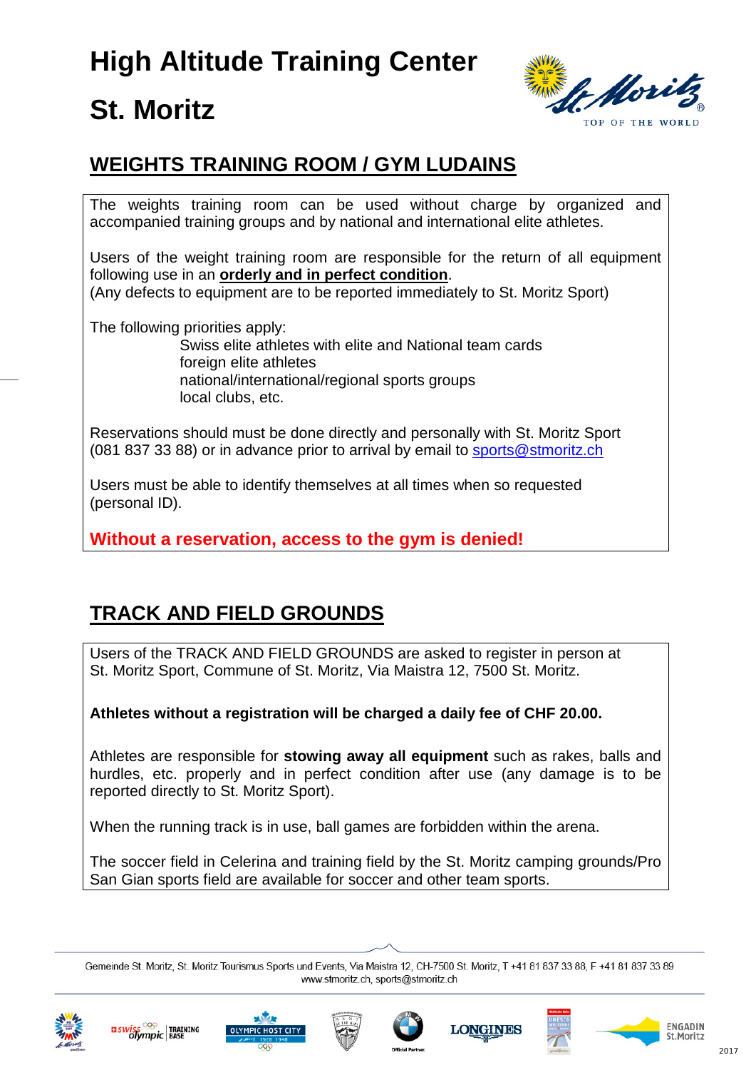# High Altitude Training Center

# St. Moritz

## WEIGHTS TRAINING ROOM / GYM LUDAINS

The weights training room can be used without charge by organized and accompanied training groups and by national and international elite athletes.

Users of the weight training room are responsible for the return of all equipment following use in an **orderly and in perfect condition**.
(Any defects to equipment are to be reported immediately to St. Moritz Sport)

The following priorities apply:

- Swiss elite athletes with elite and National team cards
- foreign elite athletes
- national/international/regional sports groups
- local clubs, etc.

Reservations should must be done directly and personally with St. Moritz Sport (081 837 33 88) or in advance prior to arrival by email to sports@stmoritz.ch

Users must be able to identify themselves at all times when so requested (personal ID).

**Without a reservation, access to the gym is denied!**

## TRACK AND FIELD GROUNDS

Users of the TRACK AND FIELD GROUNDS are asked to register in person at St. Moritz Sport, Commune of St. Moritz, Via Maistra 12, 7500 St. Moritz.

**Athletes without a registration will be charged a daily fee of CHF 20.00.**

Athletes are responsible for **stowing away all equipment** such as rakes, balls and hurdles, etc. properly and in perfect condition after use (any damage is to be reported directly to St. Moritz Sport).

When the running track is in use, ball games are forbidden within the arena.

The soccer field in Celerina and training field by the St. Moritz camping grounds/Pro San Gian sports field are available for soccer and other team sports.

Gemeinde St. Moritz, St. Moritz Tourismus Sports und Events, Via Maistra 12, CH-7500 St. Moritz, T +41 81 837 33 88, F +41 81 837 33 89
www.stmoritz.ch, sports@stmoritz.ch